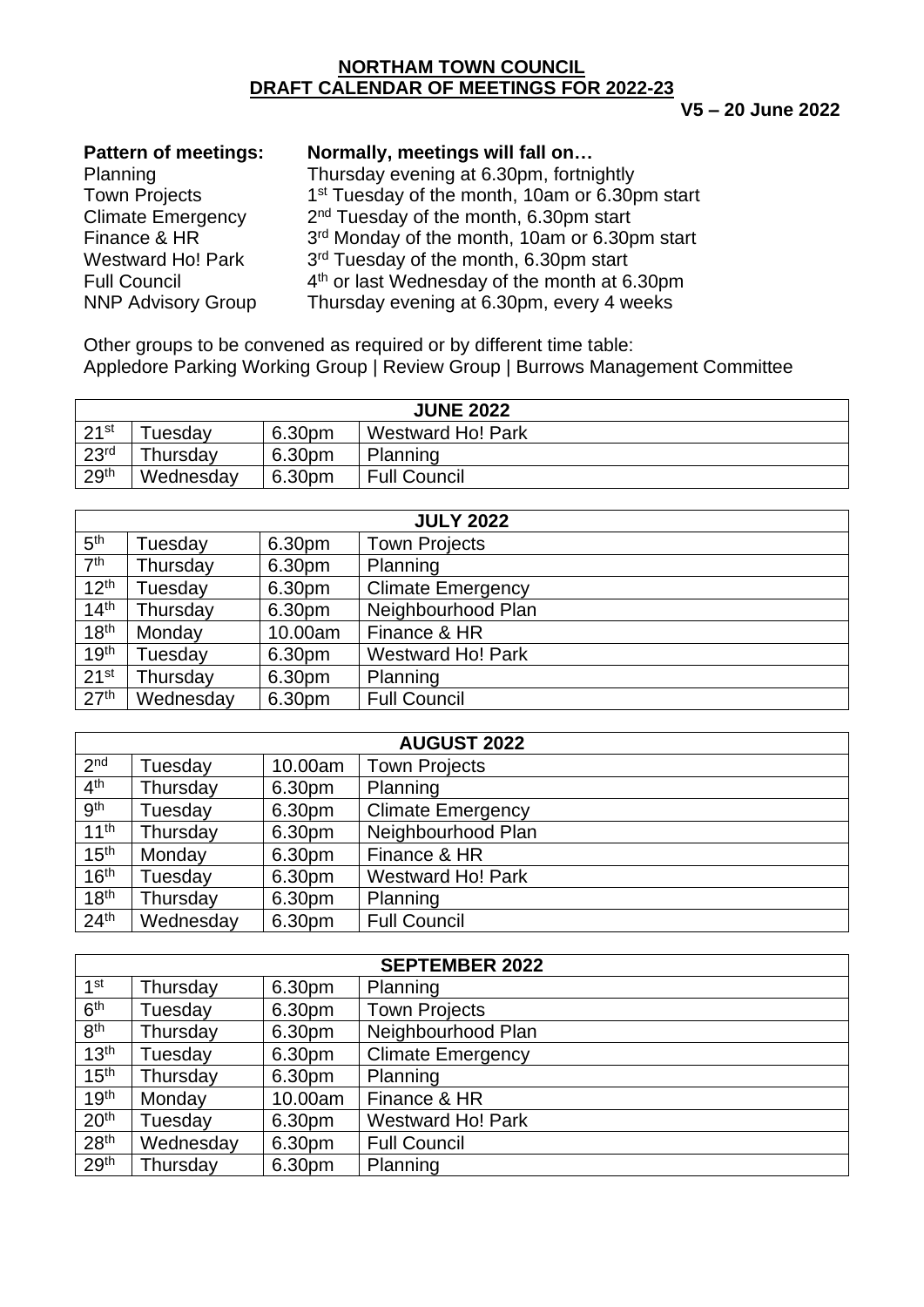**NORTHAM TOWN COUNCIL**
**DRAFT CALENDAR OF MEETINGS FOR 2022-23**

**V5 – 20 June 2022**

| **Pattern of meetings:** | **Normally, meetings will fall on…** |
|---|---|
| Planning | Thursday evening at 6.30pm, fortnightly |
| Town Projects | 1st Tuesday of the month, 10am or 6.30pm start |
| Climate Emergency | 2nd Tuesday of the month, 6.30pm start |
| Finance & HR | 3rd Monday of the month, 10am or 6.30pm start |
| Westward Ho! Park | 3rd Tuesday of the month, 6.30pm start |
| Full Council | 4th or last Wednesday of the month at 6.30pm |
| NNP Advisory Group | Thursday evening at 6.30pm, every 4 weeks |

Other groups to be convened as required or by different time table:
Appledore Parking Working Group | Review Group | Burrows Management Committee

| **JUNE 2022** | | | |
|---|---|---|---|
| 21st | Tuesday | 6.30pm | Westward Ho! Park |
| 23rd | Thursday | 6.30pm | Planning |
| 29th | Wednesday | 6.30pm | Full Council |

| **JULY 2022** | | | |
|---|---|---|---|
| 5th | Tuesday | 6.30pm | Town Projects |
| 7th | Thursday | 6.30pm | Planning |
| 12th | Tuesday | 6.30pm | Climate Emergency |
| 14th | Thursday | 6.30pm | Neighbourhood Plan |
| 18th | Monday | 10.00am | Finance & HR |
| 19th | Tuesday | 6.30pm | Westward Ho! Park |
| 21st | Thursday | 6.30pm | Planning |
| 27th | Wednesday | 6.30pm | Full Council |

| **AUGUST 2022** | | | |
|---|---|---|---|
| 2nd | Tuesday | 10.00am | Town Projects |
| 4th | Thursday | 6.30pm | Planning |
| 9th | Tuesday | 6.30pm | Climate Emergency |
| 11th | Thursday | 6.30pm | Neighbourhood Plan |
| 15th | Monday | 6.30pm | Finance & HR |
| 16th | Tuesday | 6.30pm | Westward Ho! Park |
| 18th | Thursday | 6.30pm | Planning |
| 24th | Wednesday | 6.30pm | Full Council |

| **SEPTEMBER 2022** | | | |
|---|---|---|---|
| 1st | Thursday | 6.30pm | Planning |
| 6th | Tuesday | 6.30pm | Town Projects |
| 8th | Thursday | 6.30pm | Neighbourhood Plan |
| 13th | Tuesday | 6.30pm | Climate Emergency |
| 15th | Thursday | 6.30pm | Planning |
| 19th | Monday | 10.00am | Finance & HR |
| 20th | Tuesday | 6.30pm | Westward Ho! Park |
| 28th | Wednesday | 6.30pm | Full Council |
| 29th | Thursday | 6.30pm | Planning |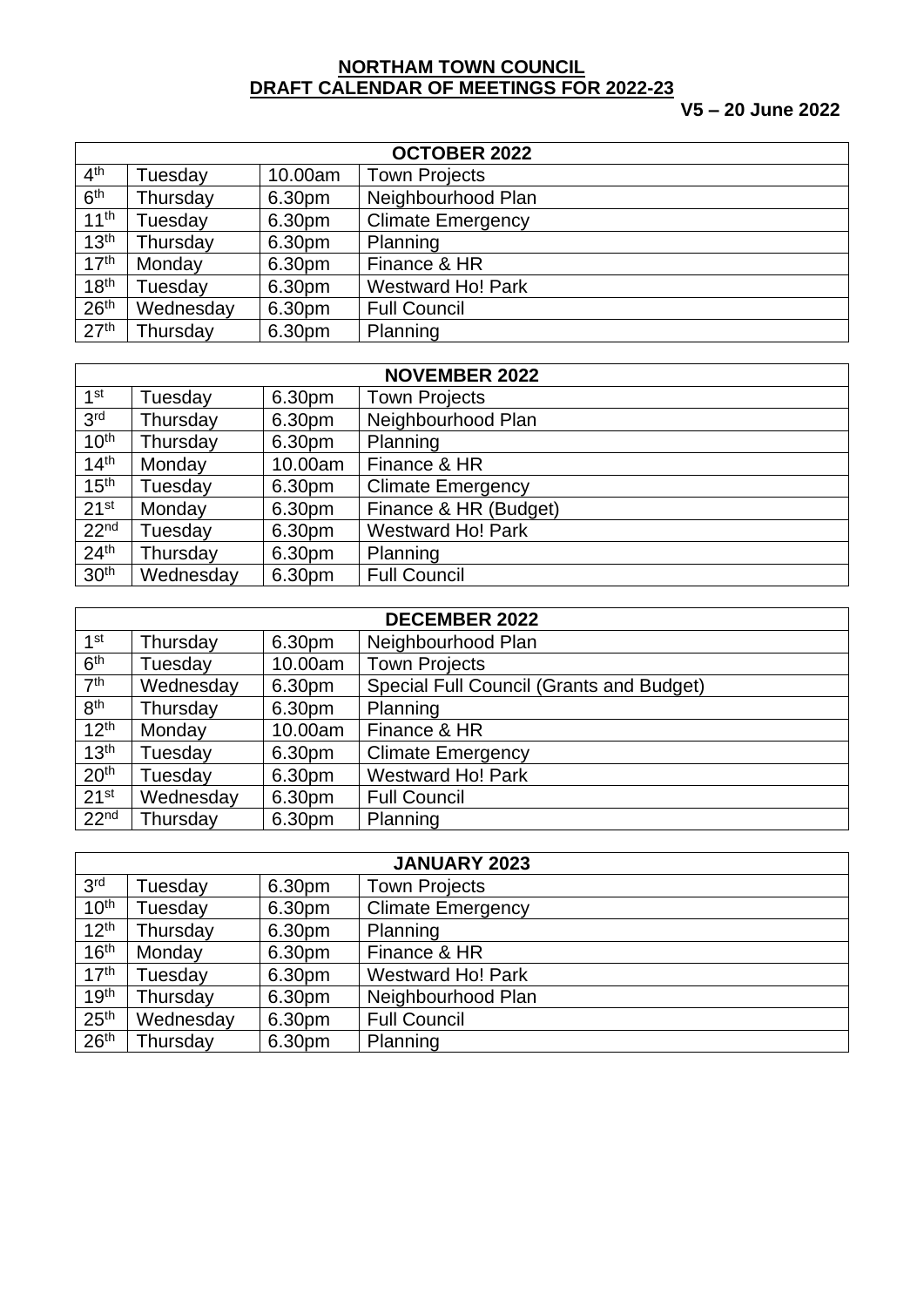**NORTHAM TOWN COUNCIL**
**DRAFT CALENDAR OF MEETINGS FOR 2022-23**

**V5 – 20 June 2022**

| OCTOBER 2022 | | | |
|---|---|---|---|
| 4th | Tuesday | 10.00am | Town Projects |
| 6th | Thursday | 6.30pm | Neighbourhood Plan |
| 11th | Tuesday | 6.30pm | Climate Emergency |
| 13th | Thursday | 6.30pm | Planning |
| 17th | Monday | 6.30pm | Finance & HR |
| 18th | Tuesday | 6.30pm | Westward Ho! Park |
| 26th | Wednesday | 6.30pm | Full Council |
| 27th | Thursday | 6.30pm | Planning |

| NOVEMBER 2022 | | | |
|---|---|---|---|
| 1st | Tuesday | 6.30pm | Town Projects |
| 3rd | Thursday | 6.30pm | Neighbourhood Plan |
| 10th | Thursday | 6.30pm | Planning |
| 14th | Monday | 10.00am | Finance & HR |
| 15th | Tuesday | 6.30pm | Climate Emergency |
| 21st | Monday | 6.30pm | Finance & HR (Budget) |
| 22nd | Tuesday | 6.30pm | Westward Ho! Park |
| 24th | Thursday | 6.30pm | Planning |
| 30th | Wednesday | 6.30pm | Full Council |

| DECEMBER 2022 | | | |
|---|---|---|---|
| 1st | Thursday | 6.30pm | Neighbourhood Plan |
| 6th | Tuesday | 10.00am | Town Projects |
| 7th | Wednesday | 6.30pm | Special Full Council (Grants and Budget) |
| 8th | Thursday | 6.30pm | Planning |
| 12th | Monday | 10.00am | Finance & HR |
| 13th | Tuesday | 6.30pm | Climate Emergency |
| 20th | Tuesday | 6.30pm | Westward Ho! Park |
| 21st | Wednesday | 6.30pm | Full Council |
| 22nd | Thursday | 6.30pm | Planning |

| JANUARY 2023 | | | |
|---|---|---|---|
| 3rd | Tuesday | 6.30pm | Town Projects |
| 10th | Tuesday | 6.30pm | Climate Emergency |
| 12th | Thursday | 6.30pm | Planning |
| 16th | Monday | 6.30pm | Finance & HR |
| 17th | Tuesday | 6.30pm | Westward Ho! Park |
| 19th | Thursday | 6.30pm | Neighbourhood Plan |
| 25th | Wednesday | 6.30pm | Full Council |
| 26th | Thursday | 6.30pm | Planning |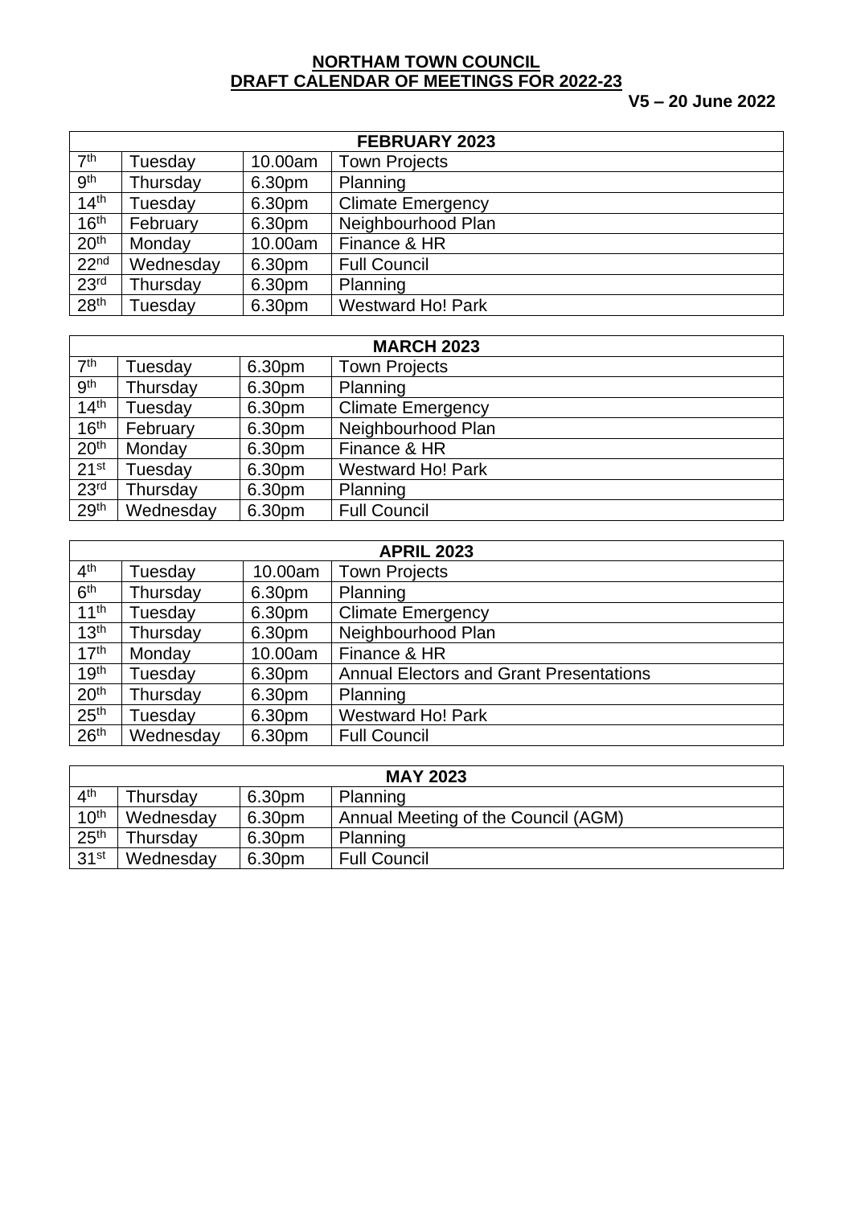**NORTHAM TOWN COUNCIL**
**DRAFT CALENDAR OF MEETINGS FOR 2022-23**

**V5 – 20 June 2022**

| FEBRUARY 2023 | | | |
|---|---|---|---|
| 7th | Tuesday | 10.00am | Town Projects |
| 9th | Thursday | 6.30pm | Planning |
| 14th | Tuesday | 6.30pm | Climate Emergency |
| 16th | February | 6.30pm | Neighbourhood Plan |
| 20th | Monday | 10.00am | Finance & HR |
| 22nd | Wednesday | 6.30pm | Full Council |
| 23rd | Thursday | 6.30pm | Planning |
| 28th | Tuesday | 6.30pm | Westward Ho! Park |

| MARCH 2023 | | | |
|---|---|---|---|
| 7th | Tuesday | 6.30pm | Town Projects |
| 9th | Thursday | 6.30pm | Planning |
| 14th | Tuesday | 6.30pm | Climate Emergency |
| 16th | February | 6.30pm | Neighbourhood Plan |
| 20th | Monday | 6.30pm | Finance & HR |
| 21st | Tuesday | 6.30pm | Westward Ho! Park |
| 23rd | Thursday | 6.30pm | Planning |
| 29th | Wednesday | 6.30pm | Full Council |

| APRIL 2023 | | | |
|---|---|---|---|
| 4th | Tuesday | 10.00am | Town Projects |
| 6th | Thursday | 6.30pm | Planning |
| 11th | Tuesday | 6.30pm | Climate Emergency |
| 13th | Thursday | 6.30pm | Neighbourhood Plan |
| 17th | Monday | 10.00am | Finance & HR |
| 19th | Tuesday | 6.30pm | Annual Electors and Grant Presentations |
| 20th | Thursday | 6.30pm | Planning |
| 25th | Tuesday | 6.30pm | Westward Ho! Park |
| 26th | Wednesday | 6.30pm | Full Council |

| MAY 2023 | | | |
|---|---|---|---|
| 4th | Thursday | 6.30pm | Planning |
| 10th | Wednesday | 6.30pm | Annual Meeting of the Council (AGM) |
| 25th | Thursday | 6.30pm | Planning |
| 31st | Wednesday | 6.30pm | Full Council |